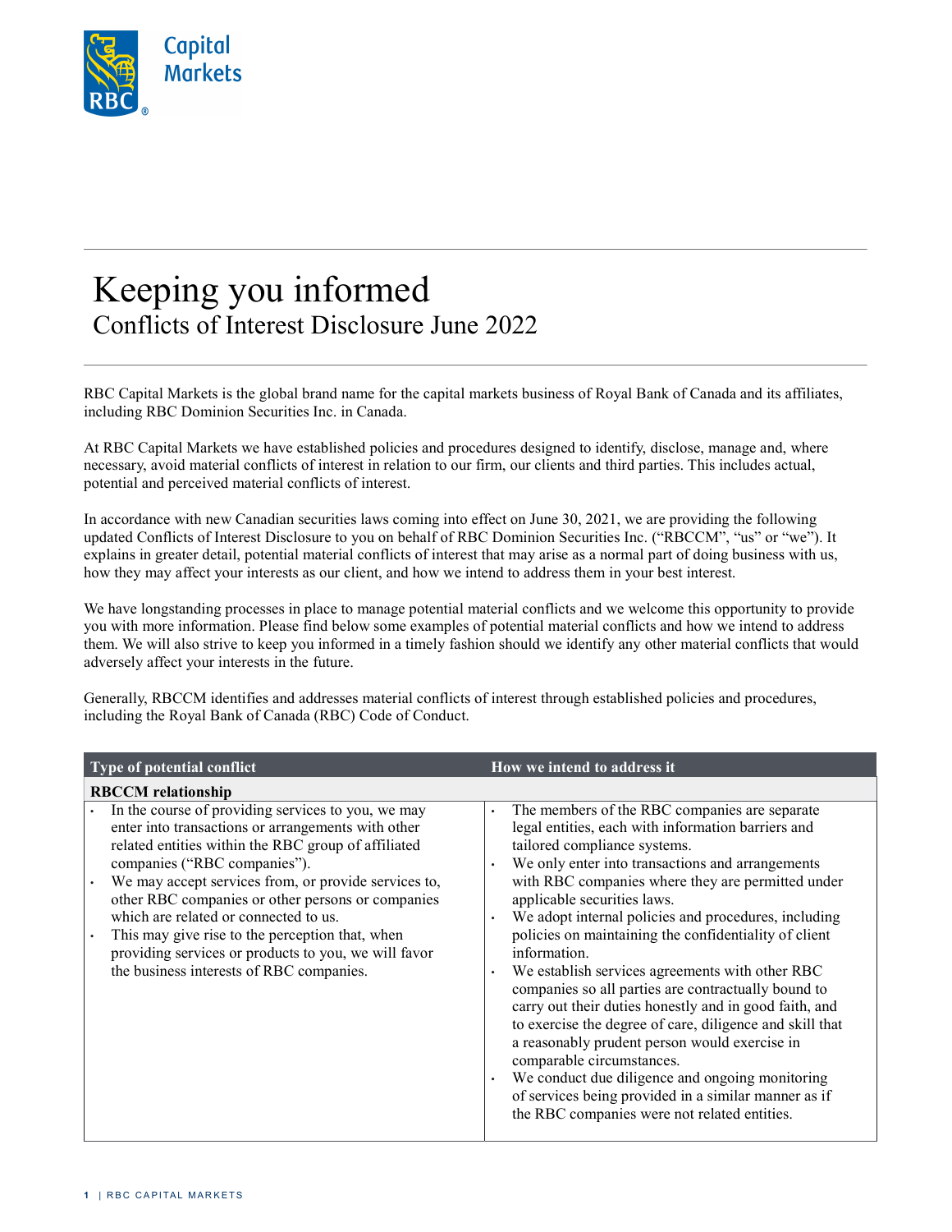# Keeping you informed

## Conflicts of Interest Disclosure June 2022

RBC Capital Markets is the global brand name for the capital markets business of Royal Bank of Canada and its affiliates, including RBC Dominion Securities Inc. in Canada.

At RBC Capital Markets we have established policies and procedures designed to identify, disclose, manage and, where necessary, avoid material conflicts of interest in relation to our firm, our clients and third parties. This includes actual, potential and perceived material conflicts of interest.

In accordance with new Canadian securities laws coming into effect on June 30, 2021, we are providing the following updated Conflicts of Interest Disclosure to you on behalf of RBC Dominion Securities Inc. ("RBCCM", "us" or "we"). It explains in greater detail, potential material conflicts of interest that may arise as a normal part of doing business with us, how they may affect your interests as our client, and how we intend to address them in your best interest.

We have longstanding processes in place to manage potential material conflicts and we welcome this opportunity to provide you with more information. Please find below some examples of potential material conflicts and how we intend to address them. We will also strive to keep you informed in a timely fashion should we identify any other material conflicts that would adversely affect your interests in the future.

Generally, RBCCM identifies and addresses material conflicts of interest through established policies and procedures, including the Royal Bank of Canada (RBC) Code of Conduct.

| Type of potential conflict | How we intend to address it |
| --- | --- |
| **RBCCM relationship** | |
| • In the course of providing services to you, we may enter into transactions or arrangements with other related entities within the RBC group of affiliated companies ("RBC companies").<br>• We may accept services from, or provide services to, other RBC companies or other persons or companies which are related or connected to us.<br>• This may give rise to the perception that, when providing services or products to you, we will favor the business interests of RBC companies. | • The members of the RBC companies are separate legal entities, each with information barriers and tailored compliance systems.<br>• We only enter into transactions and arrangements with RBC companies where they are permitted under applicable securities laws.<br>• We adopt internal policies and procedures, including policies on maintaining the confidentiality of client information.<br>• We establish services agreements with other RBC companies so all parties are contractually bound to carry out their duties honestly and in good faith, and to exercise the degree of care, diligence and skill that a reasonably prudent person would exercise in comparable circumstances.<br>• We conduct due diligence and ongoing monitoring of services being provided in a similar manner as if the RBC companies were not related entities. |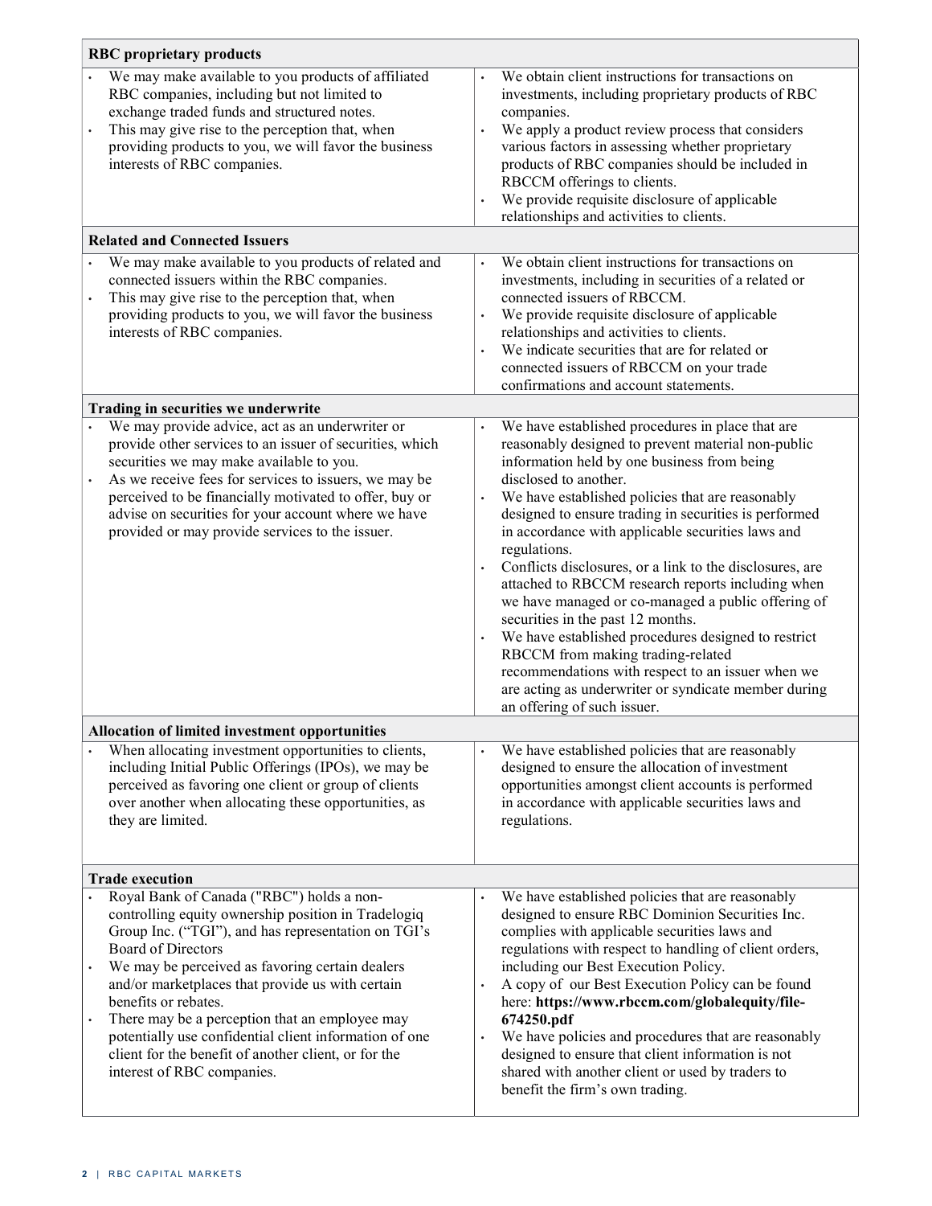| RBC proprietary products | |
|---|---|
| • We may make available to you products of affiliated RBC companies, including but not limited to exchange traded funds and structured notes.<br>• This may give rise to the perception that, when providing products to you, we will favor the business interests of RBC companies. | • We obtain client instructions for transactions on investments, including proprietary products of RBC companies.<br>• We apply a product review process that considers various factors in assessing whether proprietary products of RBC companies should be included in RBCCM offerings to clients.<br>• We provide requisite disclosure of applicable relationships and activities to clients. |
| **Related and Connected Issuers** | |
| • We may make available to you products of related and connected issuers within the RBC companies.<br>• This may give rise to the perception that, when providing products to you, we will favor the business interests of RBC companies. | • We obtain client instructions for transactions on investments, including in securities of a related or connected issuers of RBCCM.<br>• We provide requisite disclosure of applicable relationships and activities to clients.<br>• We indicate securities that are for related or connected issuers of RBCCM on your trade confirmations and account statements. |
| **Trading in securities we underwrite** | |
| • We may provide advice, act as an underwriter or provide other services to an issuer of securities, which securities we may make available to you.<br>• As we receive fees for services to issuers, we may be perceived to be financially motivated to offer, buy or advise on securities for your account where we have provided or may provide services to the issuer. | • We have established procedures in place that are reasonably designed to prevent material non-public information held by one business from being disclosed to another.<br>• We have established policies that are reasonably designed to ensure trading in securities is performed in accordance with applicable securities laws and regulations.<br>• Conflicts disclosures, or a link to the disclosures, are attached to RBCCM research reports including when we have managed or co-managed a public offering of securities in the past 12 months.<br>• We have established procedures designed to restrict RBCCM from making trading-related recommendations with respect to an issuer when we are acting as underwriter or syndicate member during an offering of such issuer. |
| **Allocation of limited investment opportunities** | |
| • When allocating investment opportunities to clients, including Initial Public Offerings (IPOs), we may be perceived as favoring one client or group of clients over another when allocating these opportunities, as they are limited. | • We have established policies that are reasonably designed to ensure the allocation of investment opportunities amongst client accounts is performed in accordance with applicable securities laws and regulations. |
| **Trade execution** | |
| • Royal Bank of Canada ("RBC") holds a non-controlling equity ownership position in Tradelogiq Group Inc. ("TGI"), and has representation on TGI's Board of Directors<br>• We may be perceived as favoring certain dealers and/or marketplaces that provide us with certain benefits or rebates.<br>• There may be a perception that an employee may potentially use confidential client information of one client for the benefit of another client, or for the interest of RBC companies. | • We have established policies that are reasonably designed to ensure RBC Dominion Securities Inc. complies with applicable securities laws and regulations with respect to handling of client orders, including our Best Execution Policy.<br>• A copy of our Best Execution Policy can be found here: **https://www.rbccm.com/globalequity/file-674250.pdf**<br>• We have policies and procedures that are reasonably designed to ensure that client information is not shared with another client or used by traders to benefit the firm's own trading. |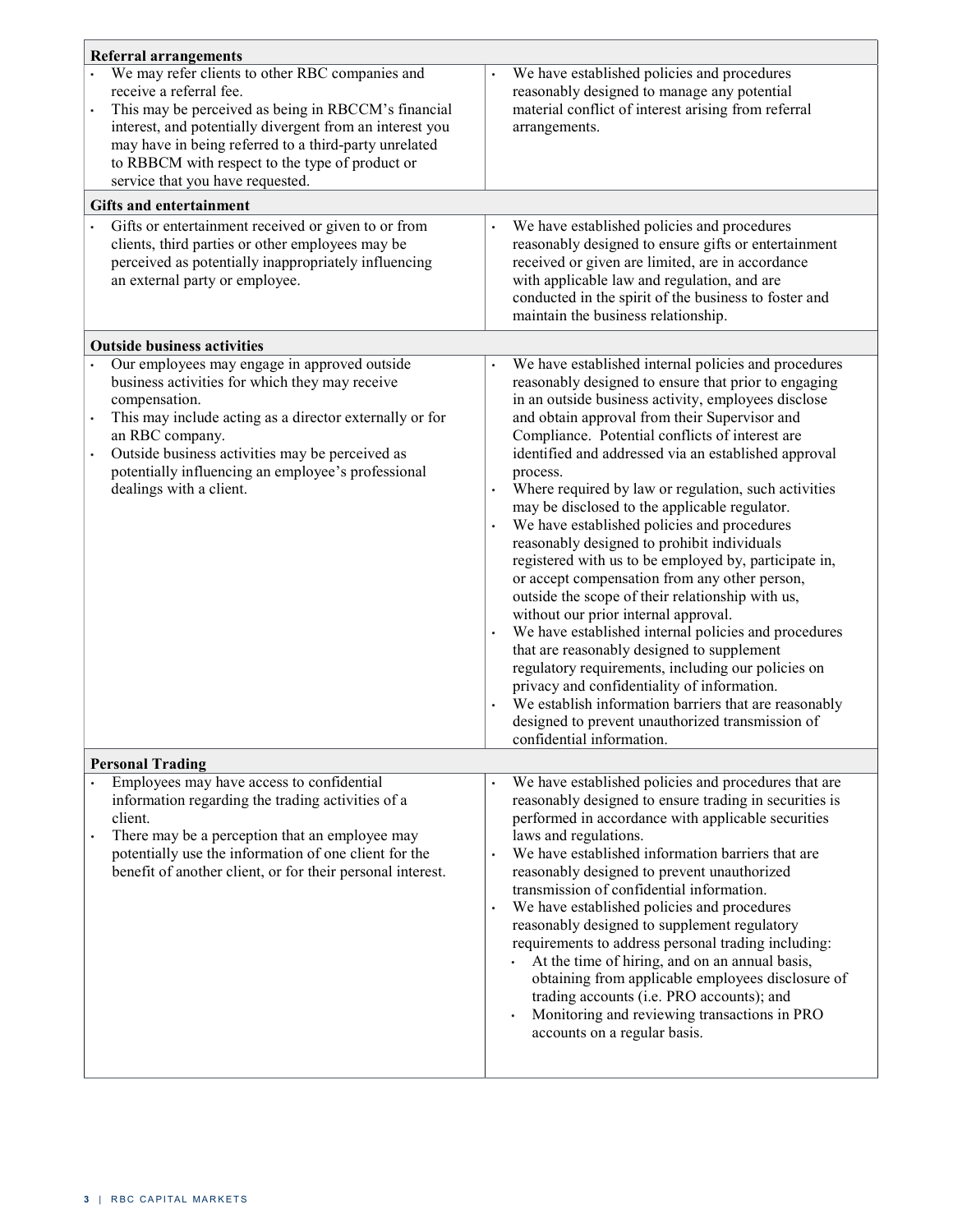| | |
|---|---|
| **Referral arrangements** | |
| • We may refer clients to other RBC companies and receive a referral fee.<br>• This may be perceived as being in RBCCM's financial interest, and potentially divergent from an interest you may have in being referred to a third-party unrelated to RBBCM with respect to the type of product or service that you have requested. | • We have established policies and procedures reasonably designed to manage any potential material conflict of interest arising from referral arrangements. |
| **Gifts and entertainment** | |
| • Gifts or entertainment received or given to or from clients, third parties or other employees may be perceived as potentially inappropriately influencing an external party or employee. | • We have established policies and procedures reasonably designed to ensure gifts or entertainment received or given are limited, are in accordance with applicable law and regulation, and are conducted in the spirit of the business to foster and maintain the business relationship. |
| **Outside business activities** | |
| • Our employees may engage in approved outside business activities for which they may receive compensation.<br>• This may include acting as a director externally or for an RBC company.<br>• Outside business activities may be perceived as potentially influencing an employee's professional dealings with a client. | • We have established internal policies and procedures reasonably designed to ensure that prior to engaging in an outside business activity, employees disclose and obtain approval from their Supervisor and Compliance. Potential conflicts of interest are identified and addressed via an established approval process.<br>• Where required by law or regulation, such activities may be disclosed to the applicable regulator.<br>• We have established policies and procedures reasonably designed to prohibit individuals registered with us to be employed by, participate in, or accept compensation from any other person, outside the scope of their relationship with us, without our prior internal approval.<br>• We have established internal policies and procedures that are reasonably designed to supplement regulatory requirements, including our policies on privacy and confidentiality of information.<br>• We establish information barriers that are reasonably designed to prevent unauthorized transmission of confidential information. |
| **Personal Trading** | |
| • Employees may have access to confidential information regarding the trading activities of a client.<br>• There may be a perception that an employee may potentially use the information of one client for the benefit of another client, or for their personal interest. | • We have established policies and procedures that are reasonably designed to ensure trading in securities is performed in accordance with applicable securities laws and regulations.<br>• We have established information barriers that are reasonably designed to prevent unauthorized transmission of confidential information.<br>• We have established policies and procedures reasonably designed to supplement regulatory requirements to address personal trading including:<br>  ◦ At the time of hiring, and on an annual basis, obtaining from applicable employees disclosure of trading accounts (i.e. PRO accounts); and<br>  ◦ Monitoring and reviewing transactions in PRO accounts on a regular basis. |